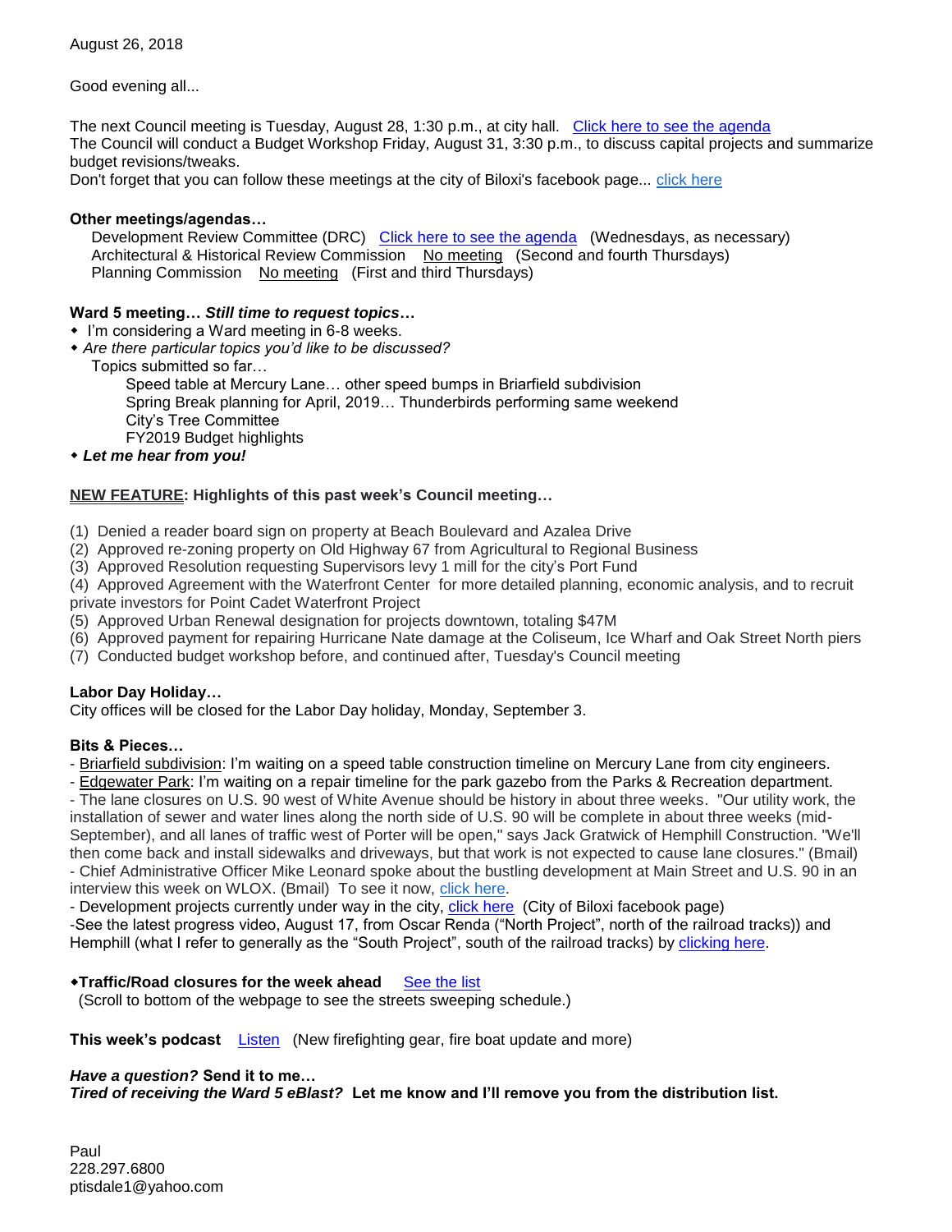August 26, 2018

Good evening all...

The next Council meeting is Tuesday, August 28, 1:30 p.m., at city hall. Click here to see the agenda
The Council will conduct a Budget Workshop Friday, August 31, 3:30 p.m., to discuss capital projects and summarize budget revisions/tweaks.
Don't forget that you can follow these meetings at the city of Biloxi's facebook page... click here

**Other meetings/agendas…**

Development Review Committee (DRC) Click here to see the agenda (Wednesdays, as necessary)
Architectural & Historical Review Commission No meeting (Second and fourth Thursdays)
Planning Commission No meeting (First and third Thursdays)

**Ward 5 meeting…** ***Still time to request topics…***

- I'm considering a Ward meeting in 6-8 weeks.
- *Are there particular topics you'd like to be discussed?*

  Topics submitted so far…

  - Speed table at Mercury Lane… other speed bumps in Briarfield subdivision
  - Spring Break planning for April, 2019… Thunderbirds performing same weekend
  - City's Tree Committee
  - FY2019 Budget highlights
- ***Let me hear from you!***

**NEW FEATURE: Highlights of this past week's Council meeting…**

(1) Denied a reader board sign on property at Beach Boulevard and Azalea Drive
(2) Approved re-zoning property on Old Highway 67 from Agricultural to Regional Business
(3) Approved Resolution requesting Supervisors levy 1 mill for the city's Port Fund
(4) Approved Agreement with the Waterfront Center for more detailed planning, economic analysis, and to recruit private investors for Point Cadet Waterfront Project
(5) Approved Urban Renewal designation for projects downtown, totaling $47M
(6) Approved payment for repairing Hurricane Nate damage at the Coliseum, Ice Wharf and Oak Street North piers
(7) Conducted budget workshop before, and continued after, Tuesday's Council meeting

**Labor Day Holiday…**

City offices will be closed for the Labor Day holiday, Monday, September 3.

**Bits & Pieces…**

- Briarfield subdivision: I'm waiting on a speed table construction timeline on Mercury Lane from city engineers.
- Edgewater Park: I'm waiting on a repair timeline for the park gazebo from the Parks & Recreation department.
- The lane closures on U.S. 90 west of White Avenue should be history in about three weeks. "Our utility work, the installation of sewer and water lines along the north side of U.S. 90 will be complete in about three weeks (mid-September), and all lanes of traffic west of Porter will be open," says Jack Gratwick of Hemphill Construction. "We'll then come back and install sidewalks and driveways, but that work is not expected to cause lane closures." (Bmail)
- Chief Administrative Officer Mike Leonard spoke about the bustling development at Main Street and U.S. 90 in an interview this week on WLOX. (Bmail) To see it now, click here.
- Development projects currently under way in the city, click here (City of Biloxi facebook page)
-See the latest progress video, August 17, from Oscar Renda ("North Project", north of the railroad tracks)) and Hemphill (what I refer to generally as the "South Project", south of the railroad tracks) by clicking here.

- **Traffic/Road closures for the week ahead** See the list
  (Scroll to bottom of the webpage to see the streets sweeping schedule.)

**This week's podcast** Listen (New firefighting gear, fire boat update and more)

***Have a question?* Send it to me…**
***Tired of receiving the Ward 5 eBlast?* Let me know and I'll remove you from the distribution list.**

Paul
228.297.6800
ptisdale1@yahoo.com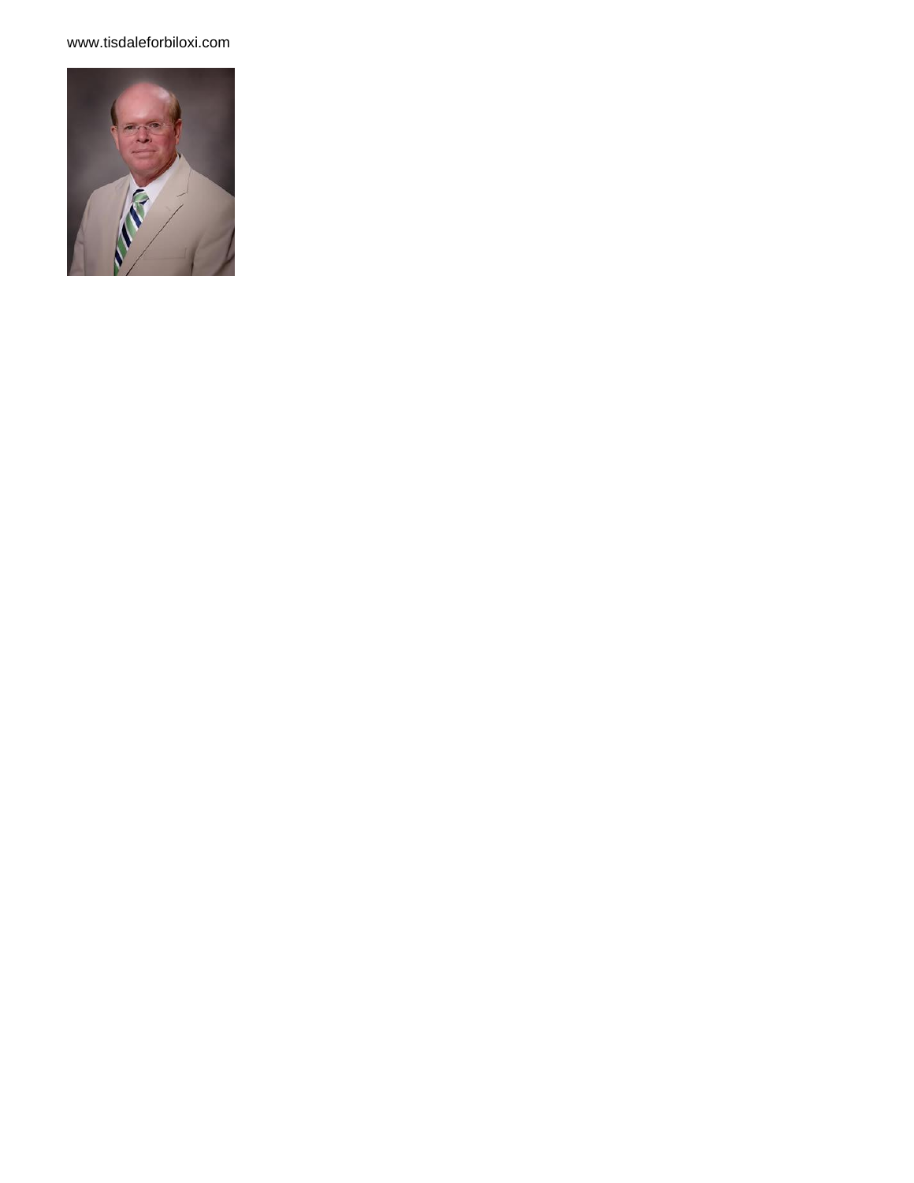www.tisdaleforbiloxi.com